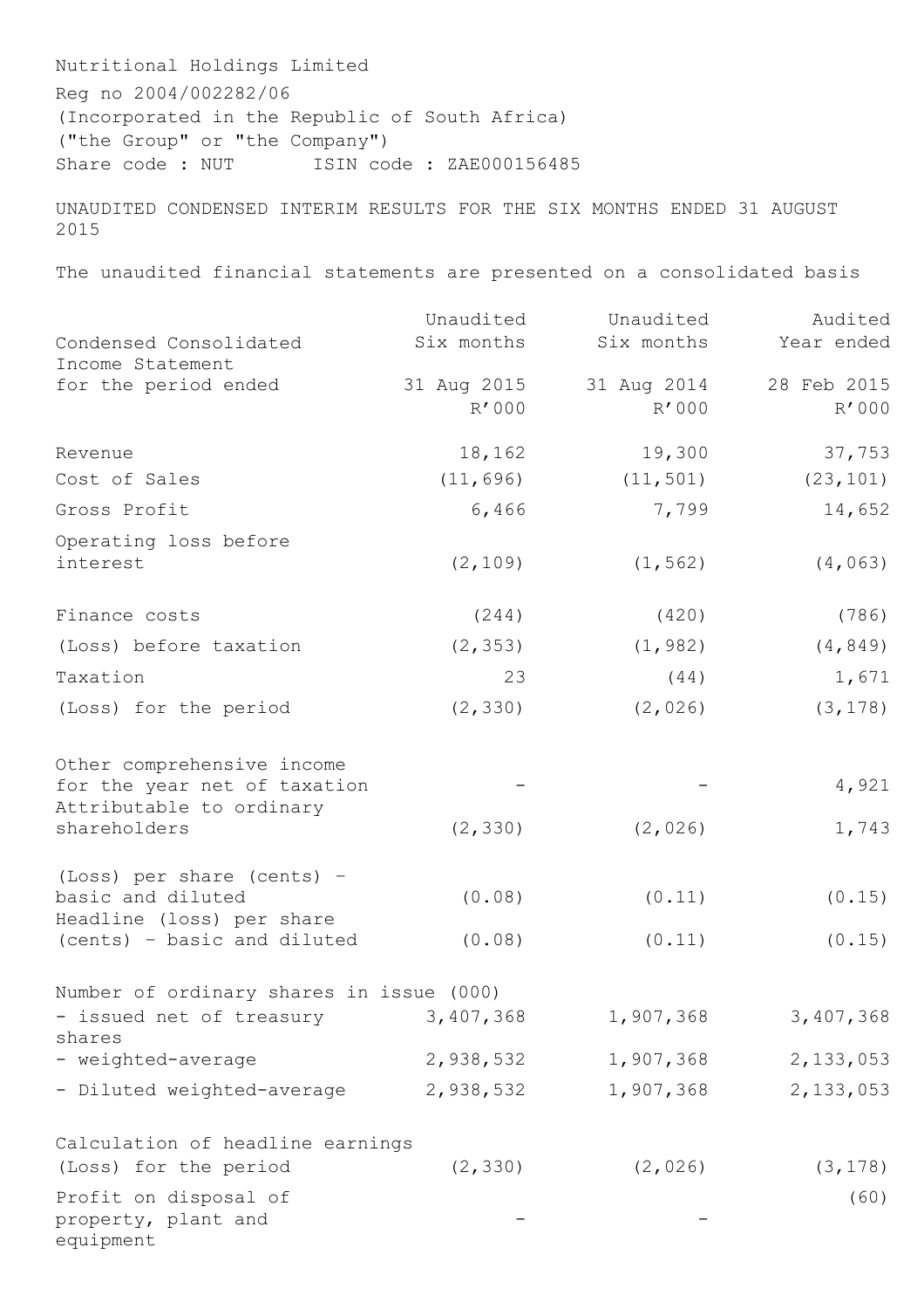Nutritional Holdings Limited

Reg no 2004/002282/06

(Incorporated in the Republic of South Africa)

("the Group" or "the Company")

Share code : NUT ISIN code : ZAE000156485

UNAUDITED CONDENSED INTERIM RESULTS FOR THE SIX MONTHS ENDED 31 AUGUST 2015

The unaudited financial statements are presented on a consolidated basis

| Condensed Consolidated Income Statement for the period ended | Unaudited Six months 31 Aug 2015 R'000 | Unaudited Six months 31 Aug 2014 R'000 | Audited Year ended 28 Feb 2015 R'000 |
|---|---|---|---|
| Revenue | 18,162 | 19,300 | 37,753 |
| Cost of Sales | (11,696) | (11,501) | (23,101) |
| Gross Profit | 6,466 | 7,799 | 14,652 |
| Operating loss before interest | (2,109) | (1,562) | (4,063) |
| Finance costs | (244) | (420) | (786) |
| (Loss) before taxation | (2,353) | (1,982) | (4,849) |
| Taxation | 23 | (44) | 1,671 |
| (Loss) for the period | (2,330) | (2,026) | (3,178) |
| Other comprehensive income for the year net of taxation | - | - | 4,921 |
| Attributable to ordinary shareholders | (2,330) | (2,026) | 1,743 |
| (Loss) per share (cents) - basic and diluted | (0.08) | (0.11) | (0.15) |
| Headline (loss) per share (cents) - basic and diluted | (0.08) | (0.11) | (0.15) |
| Number of ordinary shares in issue (000) | | | |
| - issued net of treasury shares | 3,407,368 | 1,907,368 | 3,407,368 |
| - weighted-average | 2,938,532 | 1,907,368 | 2,133,053 |
| - Diluted weighted-average | 2,938,532 | 1,907,368 | 2,133,053 |
| Calculation of headline earnings | | | |
| (Loss) for the period | (2,330) | (2,026) | (3,178) |
| Profit on disposal of property, plant and equipment | - | - | (60) |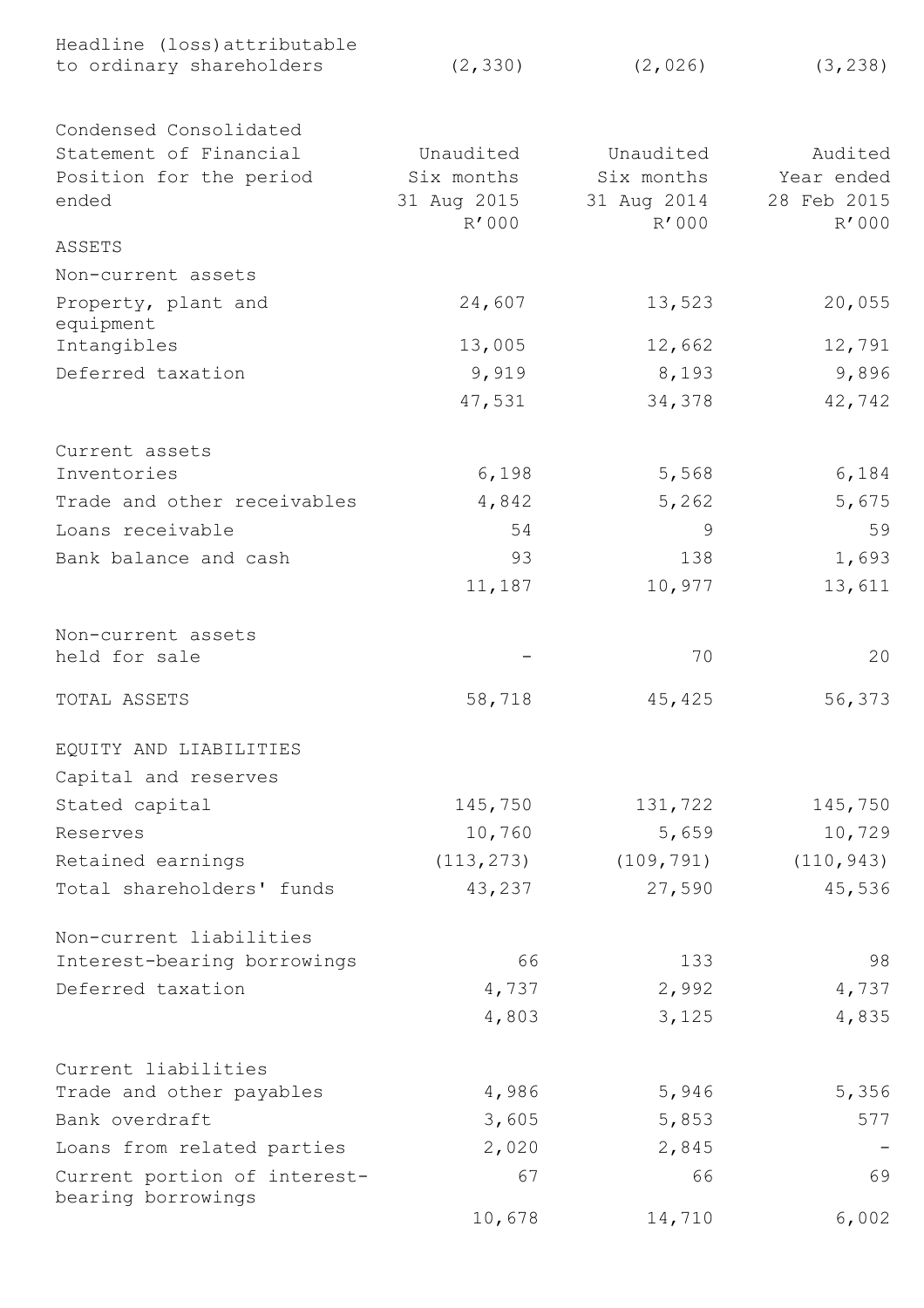| Headline (loss)attributable to ordinary shareholders | (2,330) | (2,026) | (3,238) |
|---|---|---|---|

| Condensed Consolidated Statement of Financial Position for the period ended | Unaudited Six months 31 Aug 2015 R'000 | Unaudited Six months 31 Aug 2014 R'000 | Audited Year ended 28 Feb 2015 R'000 |
|---|---|---|---|
| ASSETS | | | |
| Non-current assets | | | |
| Property, plant and equipment | 24,607 | 13,523 | 20,055 |
| Intangibles | 13,005 | 12,662 | 12,791 |
| Deferred taxation | 9,919 | 8,193 | 9,896 |
| | 47,531 | 34,378 | 42,742 |
| Current assets | | | |
| Inventories | 6,198 | 5,568 | 6,184 |
| Trade and other receivables | 4,842 | 5,262 | 5,675 |
| Loans receivable | 54 | 9 | 59 |
| Bank balance and cash | 93 | 138 | 1,693 |
| | 11,187 | 10,977 | 13,611 |
| Non-current assets held for sale | - | 70 | 20 |
| TOTAL ASSETS | 58,718 | 45,425 | 56,373 |
| EQUITY AND LIABILITIES | | | |
| Capital and reserves | | | |
| Stated capital | 145,750 | 131,722 | 145,750 |
| Reserves | 10,760 | 5,659 | 10,729 |
| Retained earnings | (113,273) | (109,791) | (110,943) |
| Total shareholders' funds | 43,237 | 27,590 | 45,536 |
| Non-current liabilities | | | |
| Interest-bearing borrowings | 66 | 133 | 98 |
| Deferred taxation | 4,737 | 2,992 | 4,737 |
| | 4,803 | 3,125 | 4,835 |
| Current liabilities | | | |
| Trade and other payables | 4,986 | 5,946 | 5,356 |
| Bank overdraft | 3,605 | 5,853 | 577 |
| Loans from related parties | 2,020 | 2,845 | - |
| Current portion of interest-bearing borrowings | 67 | 66 | 69 |
| | 10,678 | 14,710 | 6,002 |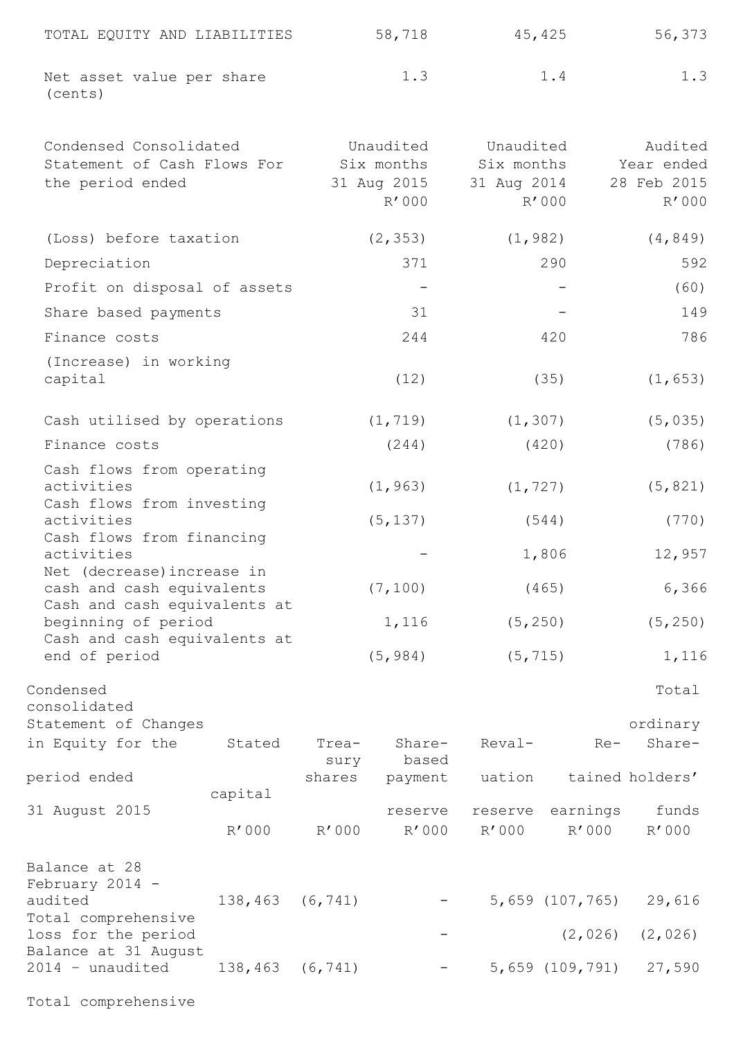| | | | |
|---|---|---|---|
| TOTAL EQUITY AND LIABILITIES | 58,718 | 45,425 | 56,373 |
| Net asset value per share (cents) | 1.3 | 1.4 | 1.3 |

| Condensed Consolidated Statement of Cash Flows For the period ended | Unaudited Six months 31 Aug 2015 R'000 | Unaudited Six months 31 Aug 2014 R'000 | Audited Year ended 28 Feb 2015 R'000 |
|---|---|---|---|
| (Loss) before taxation | (2,353) | (1,982) | (4,849) |
| Depreciation | 371 | 290 | 592 |
| Profit on disposal of assets | - | - | (60) |
| Share based payments | 31 | - | 149 |
| Finance costs | 244 | 420 | 786 |
| (Increase) in working capital | (12) | (35) | (1,653) |
| Cash utilised by operations | (1,719) | (1,307) | (5,035) |
| Finance costs | (244) | (420) | (786) |
| Cash flows from operating activities | (1,963) | (1,727) | (5,821) |
| Cash flows from investing activities | (5,137) | (544) | (770) |
| Cash flows from financing activities | - | 1,806 | 12,957 |
| Net (decrease)increase in cash and cash equivalents | (7,100) | (465) | 6,366 |
| Cash and cash equivalents at beginning of period | 1,116 | (5,250) | (5,250) |
| Cash and cash equivalents at end of period | (5,984) | (5,715) | 1,116 |

| Condensed consolidated Statement of Changes in Equity for the period ended 31 August 2015 | Stated capital R'000 | Treasury shares R'000 | Share-based payment reserve R'000 | Revaluation reserve R'000 | Retained earnings R'000 | Total ordinary Shareholders' funds R'000 |
|---|---|---|---|---|---|---|
| Balance at 28 February 2014 - audited | 138,463 | (6,741) | - | 5,659 | (107,765) | 29,616 |
| Total comprehensive loss for the period | | | - | | (2,026) | (2,026) |
| Balance at 31 August 2014 - unaudited | 138,463 | (6,741) | - | 5,659 | (109,791) | 27,590 |
| Total comprehensive | | | | | | |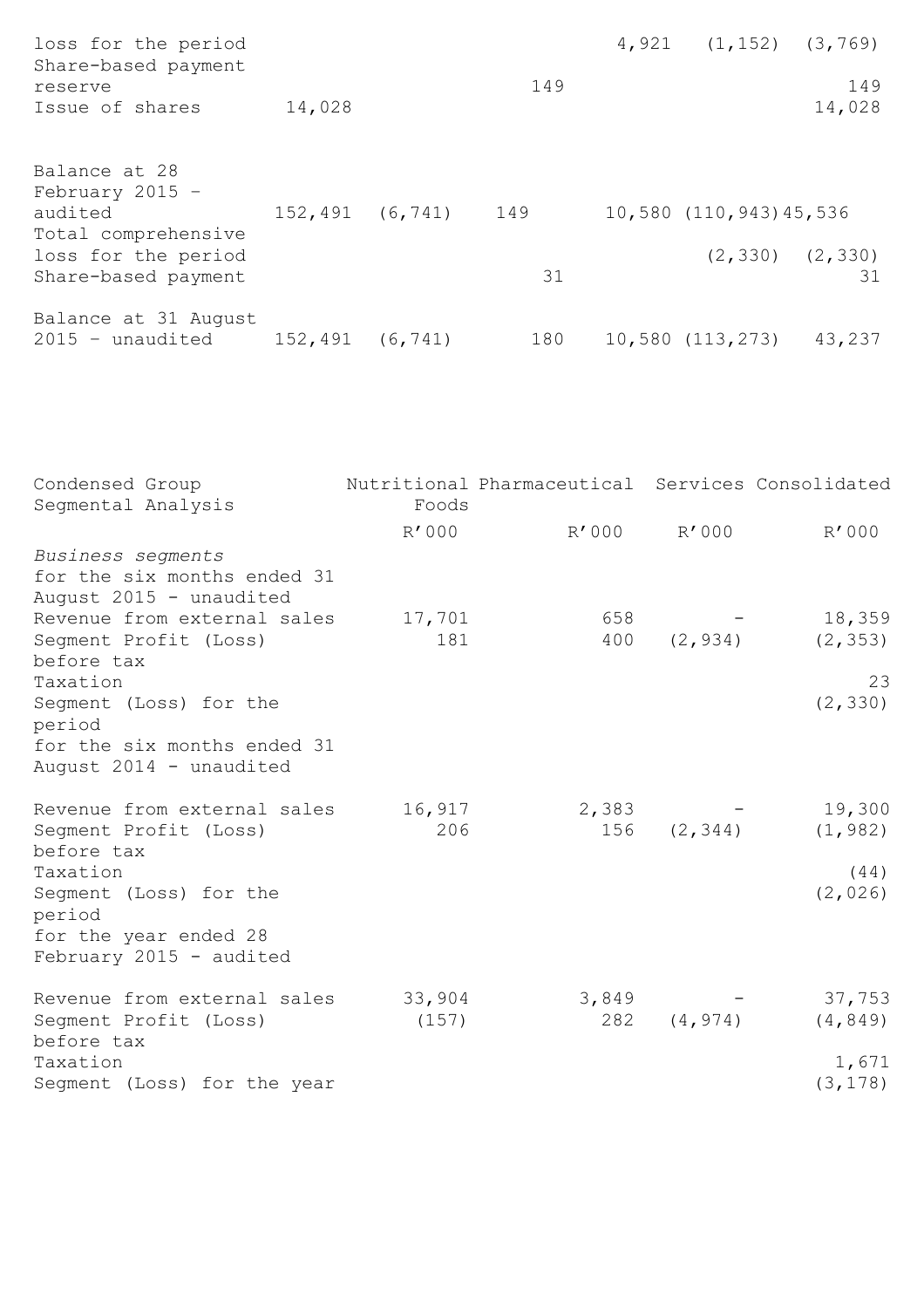| | | | | | | |
|---|---|---|---|---|---|---|
| loss for the period | | | | 4,921 | (1,152) | (3,769) |
| Share-based payment reserve | | | 149 | | | 149 |
| Issue of shares | 14,028 | | | | | 14,028 |
| Balance at 28 February 2015 – audited | 152,491 | (6,741) | 149 | 10,580 | (110,943) | 45,536 |
| Total comprehensive loss for the period | | | | | (2,330) | (2,330) |
| Share-based payment | | | 31 | | | 31 |
| Balance at 31 August 2015 – unaudited | 152,491 | (6,741) | 180 | 10,580 | (113,273) | 43,237 |

| Condensed Group Segmental Analysis | Nutritional Foods | Pharmaceutical | Services | Consolidated |
|---|---|---|---|---|
| | R'000 | R'000 | R'000 | R'000 |
| *Business segments* | | | | |
| for the six months ended 31 August 2015 - unaudited | | | | |
| Revenue from external sales | 17,701 | 658 | - | 18,359 |
| Segment Profit (Loss) before tax | 181 | 400 | (2,934) | (2,353) |
| Taxation | | | | 23 |
| Segment (Loss) for the period | | | | (2,330) |
| for the six months ended 31 August 2014 - unaudited | | | | |
| Revenue from external sales | 16,917 | 2,383 | - | 19,300 |
| Segment Profit (Loss) before tax | 206 | 156 | (2,344) | (1,982) |
| Taxation | | | | (44) |
| Segment (Loss) for the period | | | | (2,026) |
| for the year ended 28 February 2015 - audited | | | | |
| Revenue from external sales | 33,904 | 3,849 | - | 37,753 |
| Segment Profit (Loss) before tax | (157) | 282 | (4,974) | (4,849) |
| Taxation | | | | 1,671 |
| Segment (Loss) for the year | | | | (3,178) |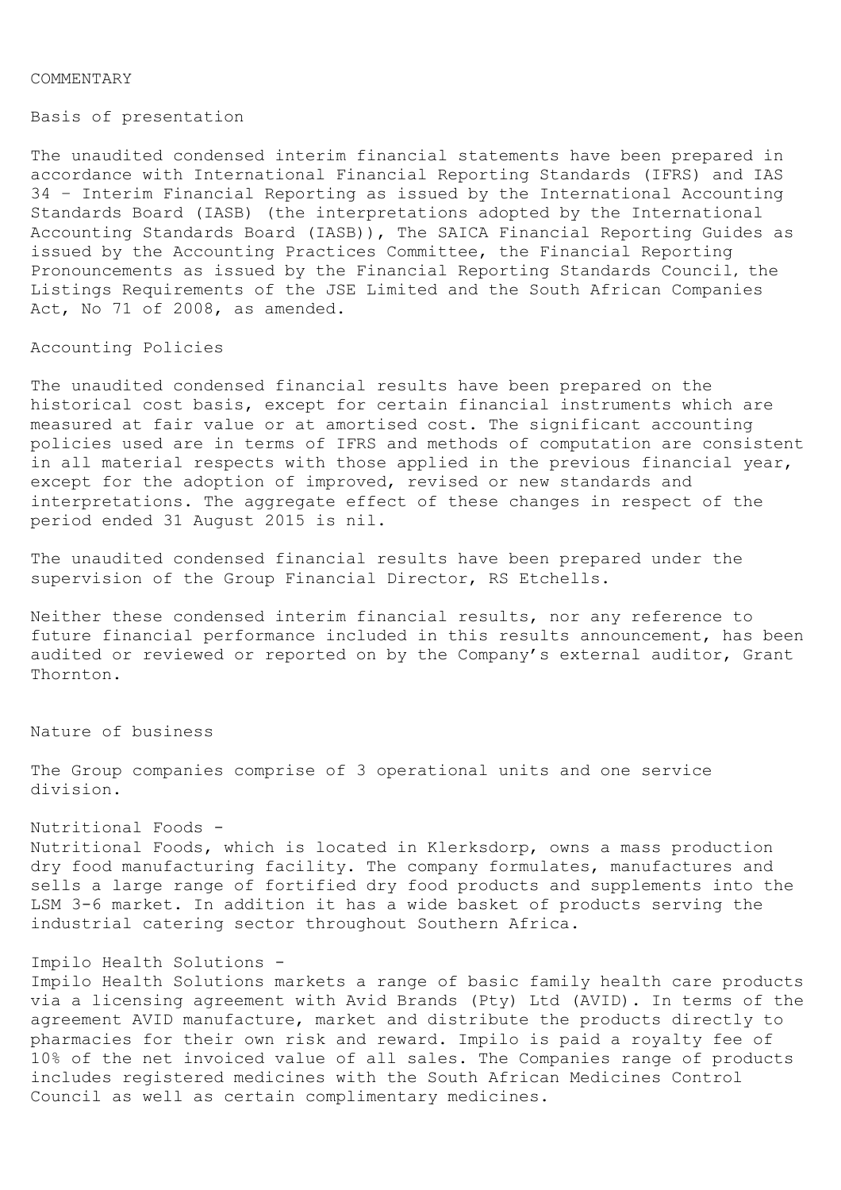COMMENTARY

## Basis of presentation

The unaudited condensed interim financial statements have been prepared in accordance with International Financial Reporting Standards (IFRS) and IAS 34 – Interim Financial Reporting as issued by the International Accounting Standards Board (IASB) (the interpretations adopted by the International Accounting Standards Board (IASB)), The SAICA Financial Reporting Guides as issued by the Accounting Practices Committee, the Financial Reporting Pronouncements as issued by the Financial Reporting Standards Council, the Listings Requirements of the JSE Limited and the South African Companies Act, No 71 of 2008, as amended.

## Accounting Policies

The unaudited condensed financial results have been prepared on the historical cost basis, except for certain financial instruments which are measured at fair value or at amortised cost. The significant accounting policies used are in terms of IFRS and methods of computation are consistent in all material respects with those applied in the previous financial year, except for the adoption of improved, revised or new standards and interpretations. The aggregate effect of these changes in respect of the period ended 31 August 2015 is nil.

The unaudited condensed financial results have been prepared under the supervision of the Group Financial Director, RS Etchells.

Neither these condensed interim financial results, nor any reference to future financial performance included in this results announcement, has been audited or reviewed or reported on by the Company's external auditor, Grant Thornton.

## Nature of business

The Group companies comprise of 3 operational units and one service division.

Nutritional Foods -
Nutritional Foods, which is located in Klerksdorp, owns a mass production dry food manufacturing facility. The company formulates, manufactures and sells a large range of fortified dry food products and supplements into the LSM 3-6 market. In addition it has a wide basket of products serving the industrial catering sector throughout Southern Africa.

Impilo Health Solutions -
Impilo Health Solutions markets a range of basic family health care products via a licensing agreement with Avid Brands (Pty) Ltd (AVID). In terms of the agreement AVID manufacture, market and distribute the products directly to pharmacies for their own risk and reward. Impilo is paid a royalty fee of 10% of the net invoiced value of all sales. The Companies range of products includes registered medicines with the South African Medicines Control Council as well as certain complimentary medicines.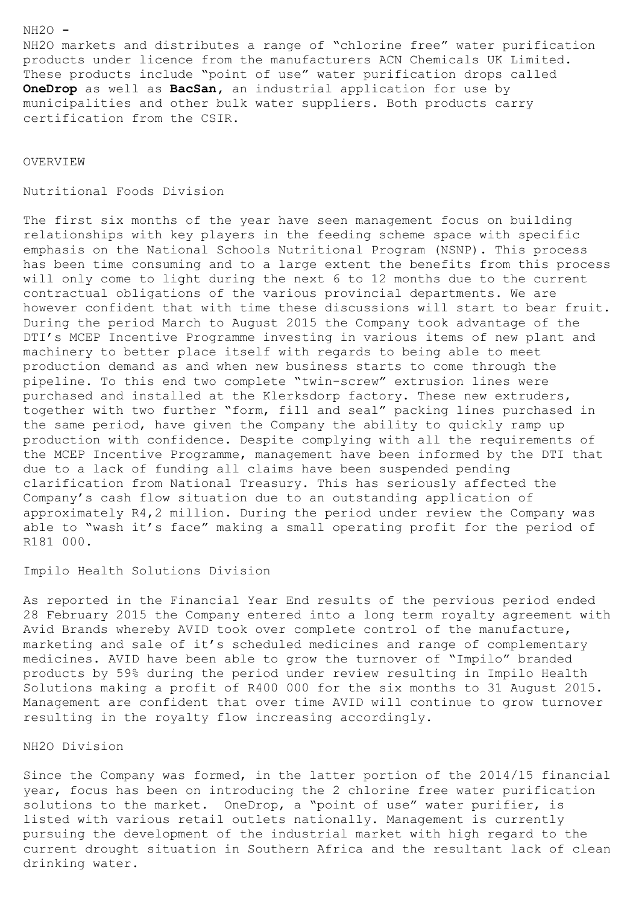NH2O -

NH2O markets and distributes a range of "chlorine free" water purification products under licence from the manufacturers ACN Chemicals UK Limited. These products include "point of use" water purification drops called **OneDrop** as well as **BacSan**, an industrial application for use by municipalities and other bulk water suppliers. Both products carry certification from the CSIR.

## OVERVIEW

### Nutritional Foods Division

The first six months of the year have seen management focus on building relationships with key players in the feeding scheme space with specific emphasis on the National Schools Nutritional Program (NSNP). This process has been time consuming and to a large extent the benefits from this process will only come to light during the next 6 to 12 months due to the current contractual obligations of the various provincial departments. We are however confident that with time these discussions will start to bear fruit. During the period March to August 2015 the Company took advantage of the DTI's MCEP Incentive Programme investing in various items of new plant and machinery to better place itself with regards to being able to meet production demand as and when new business starts to come through the pipeline. To this end two complete "twin-screw" extrusion lines were purchased and installed at the Klerksdorp factory. These new extruders, together with two further "form, fill and seal" packing lines purchased in the same period, have given the Company the ability to quickly ramp up production with confidence. Despite complying with all the requirements of the MCEP Incentive Programme, management have been informed by the DTI that due to a lack of funding all claims have been suspended pending clarification from National Treasury. This has seriously affected the Company's cash flow situation due to an outstanding application of approximately R4,2 million. During the period under review the Company was able to "wash it's face" making a small operating profit for the period of R181 000.

### Impilo Health Solutions Division

As reported in the Financial Year End results of the pervious period ended 28 February 2015 the Company entered into a long term royalty agreement with Avid Brands whereby AVID took over complete control of the manufacture, marketing and sale of it's scheduled medicines and range of complementary medicines. AVID have been able to grow the turnover of "Impilo" branded products by 59% during the period under review resulting in Impilo Health Solutions making a profit of R400 000 for the six months to 31 August 2015. Management are confident that over time AVID will continue to grow turnover resulting in the royalty flow increasing accordingly.

### NH2O Division

Since the Company was formed, in the latter portion of the 2014/15 financial year, focus has been on introducing the 2 chlorine free water purification solutions to the market. OneDrop, a "point of use" water purifier, is listed with various retail outlets nationally. Management is currently pursuing the development of the industrial market with high regard to the current drought situation in Southern Africa and the resultant lack of clean drinking water.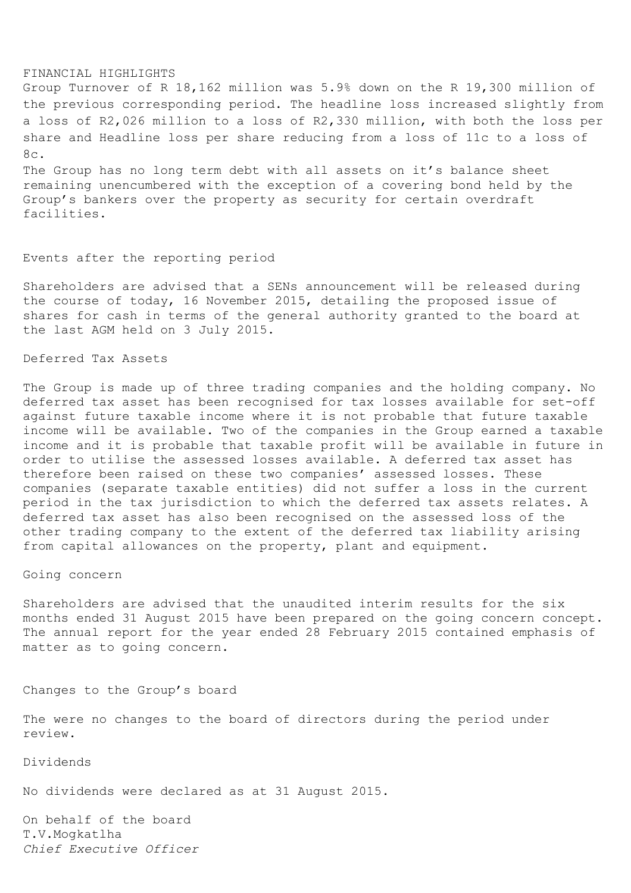## FINANCIAL HIGHLIGHTS

Group Turnover of R 18,162 million was 5.9% down on the R 19,300 million of the previous corresponding period. The headline loss increased slightly from a loss of R2,026 million to a loss of R2,330 million, with both the loss per share and Headline loss per share reducing from a loss of 11c to a loss of 8c.

The Group has no long term debt with all assets on it's balance sheet remaining unencumbered with the exception of a covering bond held by the Group's bankers over the property as security for certain overdraft facilities.

## Events after the reporting period

Shareholders are advised that a SENs announcement will be released during the course of today, 16 November 2015, detailing the proposed issue of shares for cash in terms of the general authority granted to the board at the last AGM held on 3 July 2015.

## Deferred Tax Assets

The Group is made up of three trading companies and the holding company. No deferred tax asset has been recognised for tax losses available for set-off against future taxable income where it is not probable that future taxable income will be available. Two of the companies in the Group earned a taxable income and it is probable that taxable profit will be available in future in order to utilise the assessed losses available. A deferred tax asset has therefore been raised on these two companies' assessed losses. These companies (separate taxable entities) did not suffer a loss in the current period in the tax jurisdiction to which the deferred tax assets relates. A deferred tax asset has also been recognised on the assessed loss of the other trading company to the extent of the deferred tax liability arising from capital allowances on the property, plant and equipment.

## Going concern

Shareholders are advised that the unaudited interim results for the six months ended 31 August 2015 have been prepared on the going concern concept. The annual report for the year ended 28 February 2015 contained emphasis of matter as to going concern.

## Changes to the Group's board

The were no changes to the board of directors during the period under review.

## Dividends

No dividends were declared as at 31 August 2015.

On behalf of the board
T.V.Mogkatlha
*Chief Executive Officer*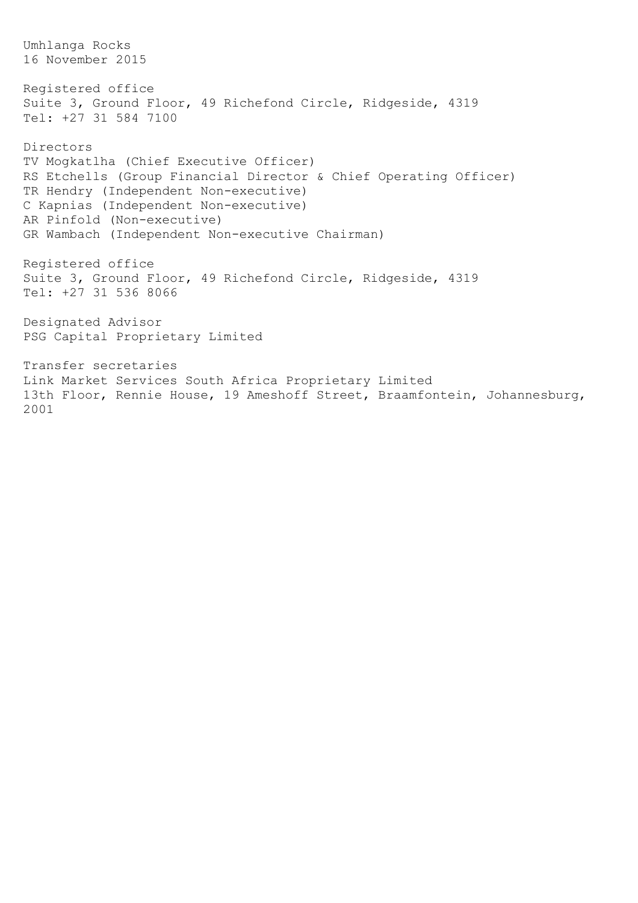Umhlanga Rocks
16 November 2015

Registered office
Suite 3, Ground Floor, 49 Richefond Circle, Ridgeside, 4319
Tel: +27 31 584 7100

Directors
TV Mogkatlha (Chief Executive Officer)
RS Etchells (Group Financial Director & Chief Operating Officer)
TR Hendry (Independent Non-executive)
C Kapnias (Independent Non-executive)
AR Pinfold (Non-executive)
GR Wambach (Independent Non-executive Chairman)

Registered office
Suite 3, Ground Floor, 49 Richefond Circle, Ridgeside, 4319
Tel: +27 31 536 8066

Designated Advisor
PSG Capital Proprietary Limited

Transfer secretaries
Link Market Services South Africa Proprietary Limited
13th Floor, Rennie House, 19 Ameshoff Street, Braamfontein, Johannesburg, 2001